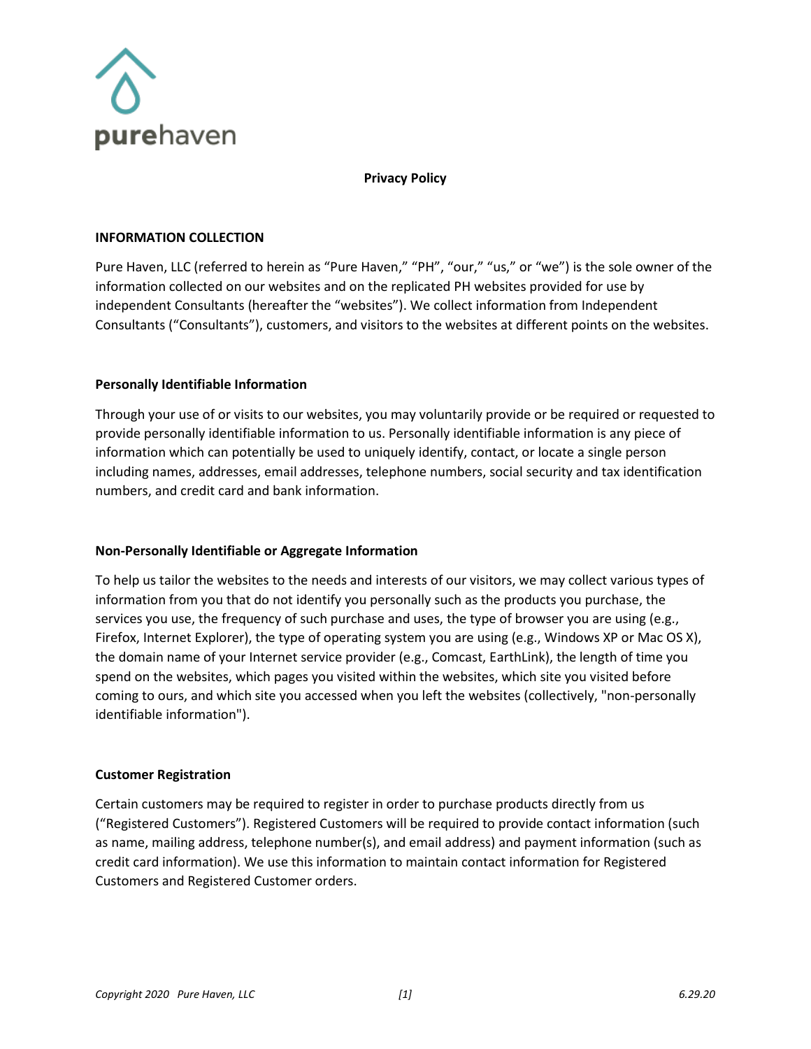purehaven

# Privacy Policy

## INFORMATION COLLECTION

Pure Haven, LLC (referred to herein as "Pure Haven," "PH", "our," "us," or "we") is the sole owner of the information collected on our websites and on the replicated PH websites provided for use by independent Consultants (hereafter the "websites"). We collect information from Independent Consultants ("Consultants"), customers, and visitors to the websites at different points on the websites.

### Personally Identifiable Information

Through your use of or visits to our websites, you may voluntarily provide or be required or requested to provide personally identifiable information to us. Personally identifiable information is any piece of information which can potentially be used to uniquely identify, contact, or locate a single person including names, addresses, email addresses, telephone numbers, social security and tax identification numbers, and credit card and bank information.

### Non-Personally Identifiable or Aggregate Information

To help us tailor the websites to the needs and interests of our visitors, we may collect various types of information from you that do not identify you personally such as the products you purchase, the services you use, the frequency of such purchase and uses, the type of browser you are using (e.g., Firefox, Internet Explorer), the type of operating system you are using (e.g., Windows XP or Mac OS X), the domain name of your Internet service provider (e.g., Comcast, EarthLink), the length of time you spend on the websites, which pages you visited within the websites, which site you visited before coming to ours, and which site you accessed when you left the websites (collectively, "non-personally identifiable information").

### Customer Registration

Certain customers may be required to register in order to purchase products directly from us ("Registered Customers"). Registered Customers will be required to provide contact information (such as name, mailing address, telephone number(s), and email address) and payment information (such as credit card information). We use this information to maintain contact information for Registered Customers and Registered Customer orders.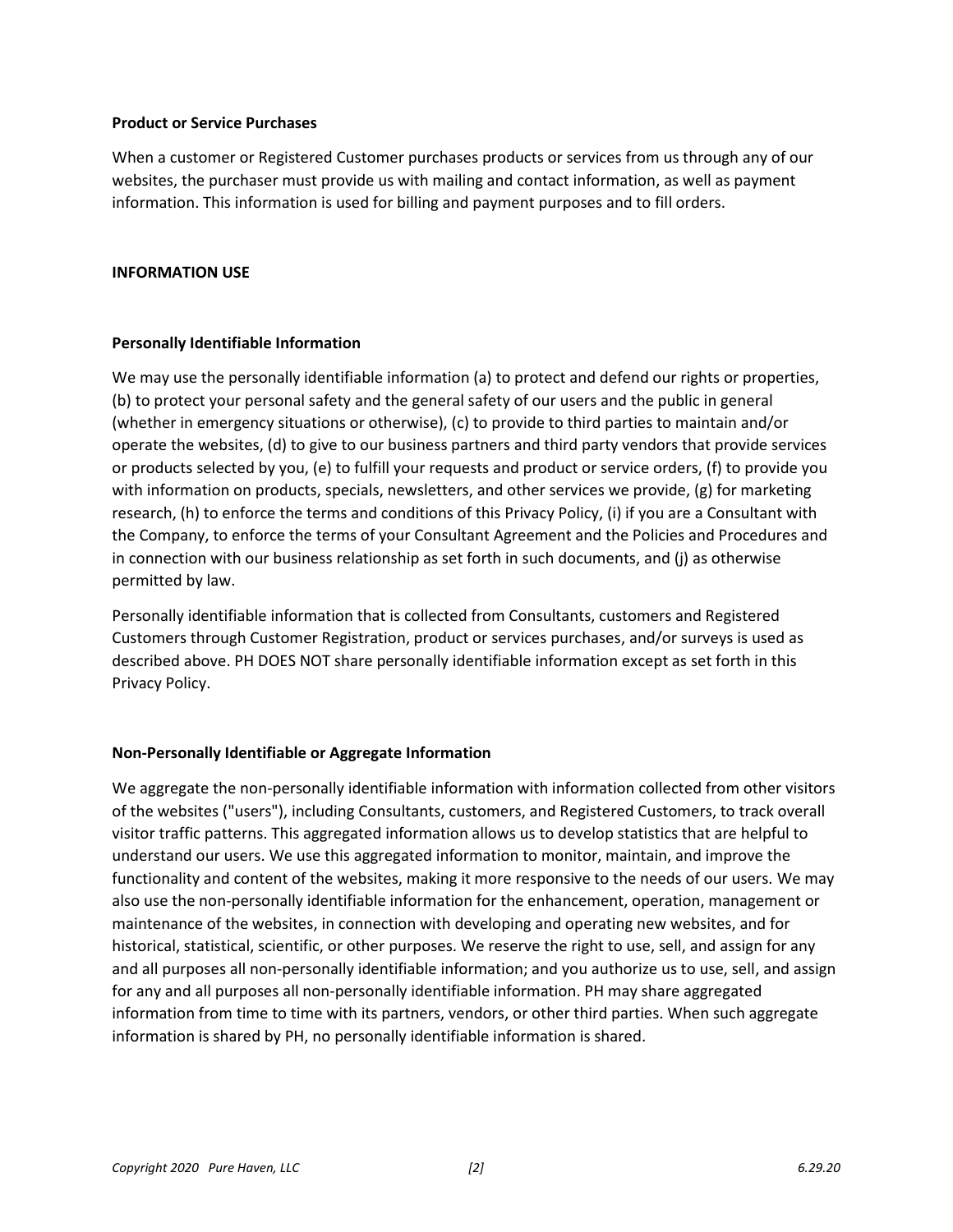**Product or Service Purchases**

When a customer or Registered Customer purchases products or services from us through any of our websites, the purchaser must provide us with mailing and contact information, as well as payment information. This information is used for billing and payment purposes and to fill orders.

## INFORMATION USE

### Personally Identifiable Information

We may use the personally identifiable information (a) to protect and defend our rights or properties, (b) to protect your personal safety and the general safety of our users and the public in general (whether in emergency situations or otherwise), (c) to provide to third parties to maintain and/or operate the websites, (d) to give to our business partners and third party vendors that provide services or products selected by you, (e) to fulfill your requests and product or service orders, (f) to provide you with information on products, specials, newsletters, and other services we provide, (g) for marketing research, (h) to enforce the terms and conditions of this Privacy Policy, (i) if you are a Consultant with the Company, to enforce the terms of your Consultant Agreement and the Policies and Procedures and in connection with our business relationship as set forth in such documents, and (j) as otherwise permitted by law.

Personally identifiable information that is collected from Consultants, customers and Registered Customers through Customer Registration, product or services purchases, and/or surveys is used as described above. PH DOES NOT share personally identifiable information except as set forth in this Privacy Policy.

### Non-Personally Identifiable or Aggregate Information

We aggregate the non-personally identifiable information with information collected from other visitors of the websites ("users"), including Consultants, customers, and Registered Customers, to track overall visitor traffic patterns. This aggregated information allows us to develop statistics that are helpful to understand our users. We use this aggregated information to monitor, maintain, and improve the functionality and content of the websites, making it more responsive to the needs of our users. We may also use the non-personally identifiable information for the enhancement, operation, management or maintenance of the websites, in connection with developing and operating new websites, and for historical, statistical, scientific, or other purposes. We reserve the right to use, sell, and assign for any and all purposes all non-personally identifiable information; and you authorize us to use, sell, and assign for any and all purposes all non-personally identifiable information. PH may share aggregated information from time to time with its partners, vendors, or other third parties. When such aggregate information is shared by PH, no personally identifiable information is shared.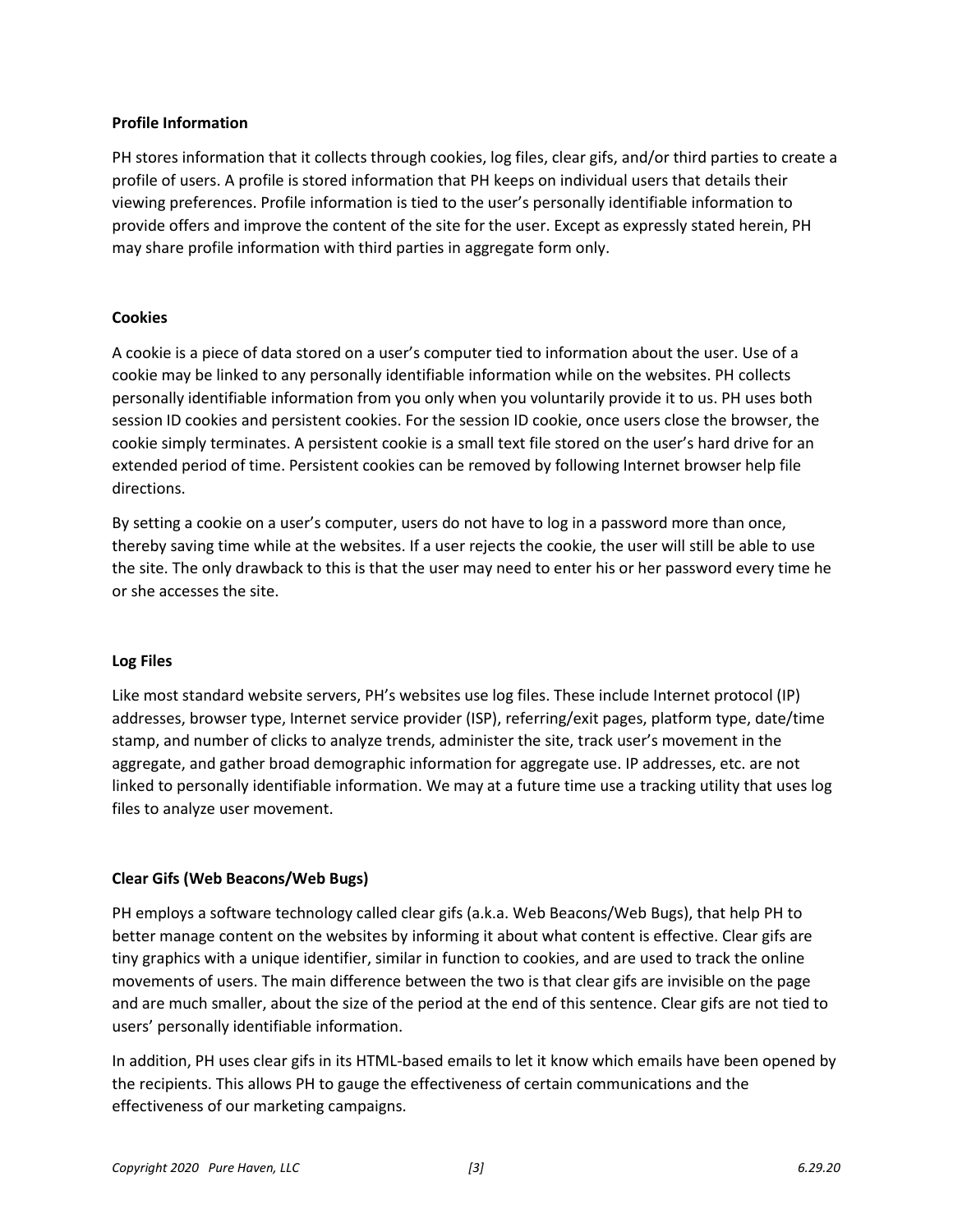**Profile Information**

PH stores information that it collects through cookies, log files, clear gifs, and/or third parties to create a profile of users. A profile is stored information that PH keeps on individual users that details their viewing preferences. Profile information is tied to the user's personally identifiable information to provide offers and improve the content of the site for the user. Except as expressly stated herein, PH may share profile information with third parties in aggregate form only.

**Cookies**

A cookie is a piece of data stored on a user's computer tied to information about the user. Use of a cookie may be linked to any personally identifiable information while on the websites. PH collects personally identifiable information from you only when you voluntarily provide it to us. PH uses both session ID cookies and persistent cookies. For the session ID cookie, once users close the browser, the cookie simply terminates. A persistent cookie is a small text file stored on the user's hard drive for an extended period of time. Persistent cookies can be removed by following Internet browser help file directions.

By setting a cookie on a user's computer, users do not have to log in a password more than once, thereby saving time while at the websites. If a user rejects the cookie, the user will still be able to use the site. The only drawback to this is that the user may need to enter his or her password every time he or she accesses the site.

**Log Files**

Like most standard website servers, PH's websites use log files. These include Internet protocol (IP) addresses, browser type, Internet service provider (ISP), referring/exit pages, platform type, date/time stamp, and number of clicks to analyze trends, administer the site, track user's movement in the aggregate, and gather broad demographic information for aggregate use. IP addresses, etc. are not linked to personally identifiable information. We may at a future time use a tracking utility that uses log files to analyze user movement.

**Clear Gifs (Web Beacons/Web Bugs)**

PH employs a software technology called clear gifs (a.k.a. Web Beacons/Web Bugs), that help PH to better manage content on the websites by informing it about what content is effective. Clear gifs are tiny graphics with a unique identifier, similar in function to cookies, and are used to track the online movements of users. The main difference between the two is that clear gifs are invisible on the page and are much smaller, about the size of the period at the end of this sentence. Clear gifs are not tied to users' personally identifiable information.

In addition, PH uses clear gifs in its HTML-based emails to let it know which emails have been opened by the recipients. This allows PH to gauge the effectiveness of certain communications and the effectiveness of our marketing campaigns.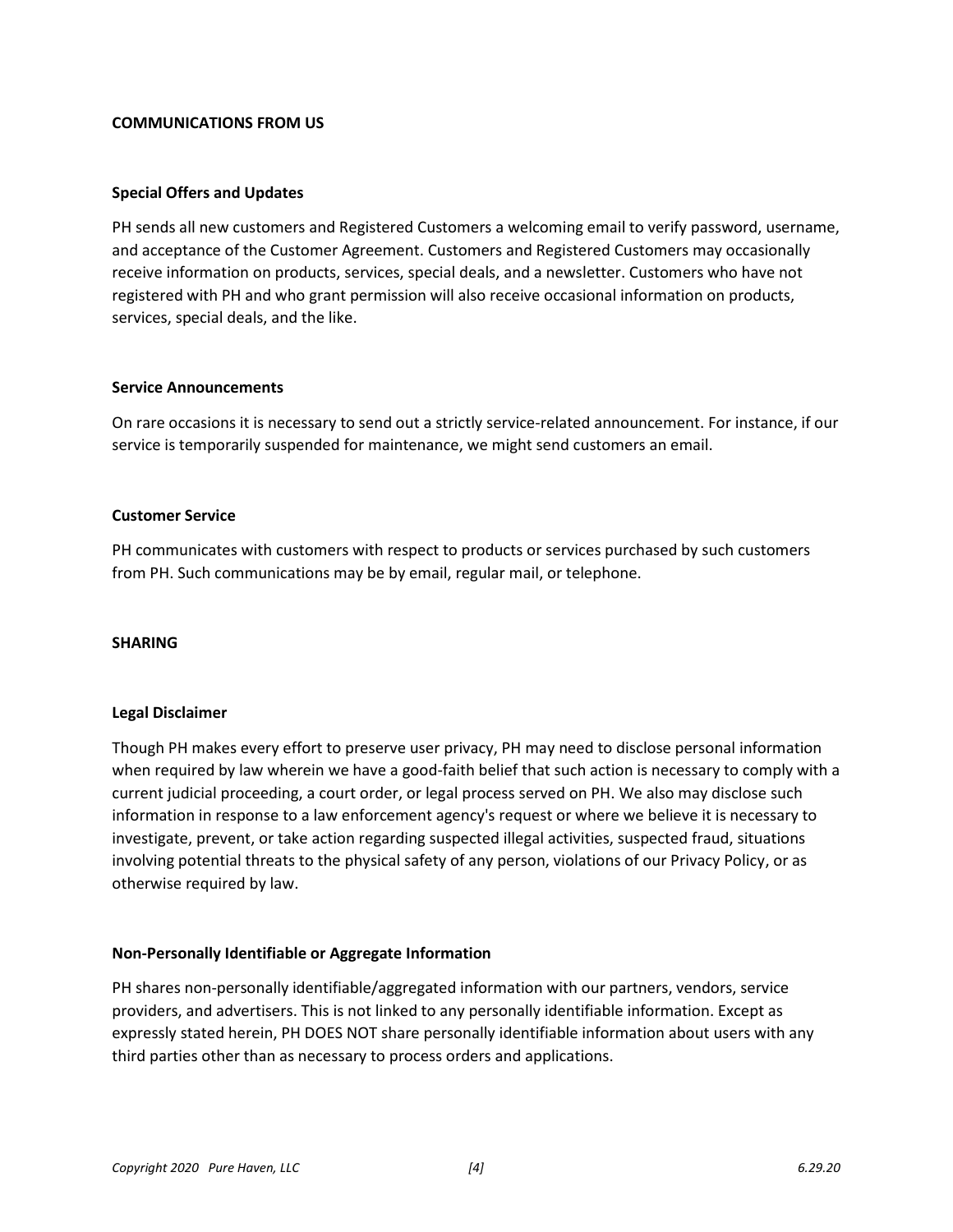## COMMUNICATIONS FROM US

### Special Offers and Updates

PH sends all new customers and Registered Customers a welcoming email to verify password, username, and acceptance of the Customer Agreement. Customers and Registered Customers may occasionally receive information on products, services, special deals, and a newsletter. Customers who have not registered with PH and who grant permission will also receive occasional information on products, services, special deals, and the like.

### Service Announcements

On rare occasions it is necessary to send out a strictly service-related announcement. For instance, if our service is temporarily suspended for maintenance, we might send customers an email.

### Customer Service

PH communicates with customers with respect to products or services purchased by such customers from PH. Such communications may be by email, regular mail, or telephone.

## SHARING

### Legal Disclaimer

Though PH makes every effort to preserve user privacy, PH may need to disclose personal information when required by law wherein we have a good-faith belief that such action is necessary to comply with a current judicial proceeding, a court order, or legal process served on PH. We also may disclose such information in response to a law enforcement agency's request or where we believe it is necessary to investigate, prevent, or take action regarding suspected illegal activities, suspected fraud, situations involving potential threats to the physical safety of any person, violations of our Privacy Policy, or as otherwise required by law.

### Non-Personally Identifiable or Aggregate Information

PH shares non-personally identifiable/aggregated information with our partners, vendors, service providers, and advertisers. This is not linked to any personally identifiable information. Except as expressly stated herein, PH DOES NOT share personally identifiable information about users with any third parties other than as necessary to process orders and applications.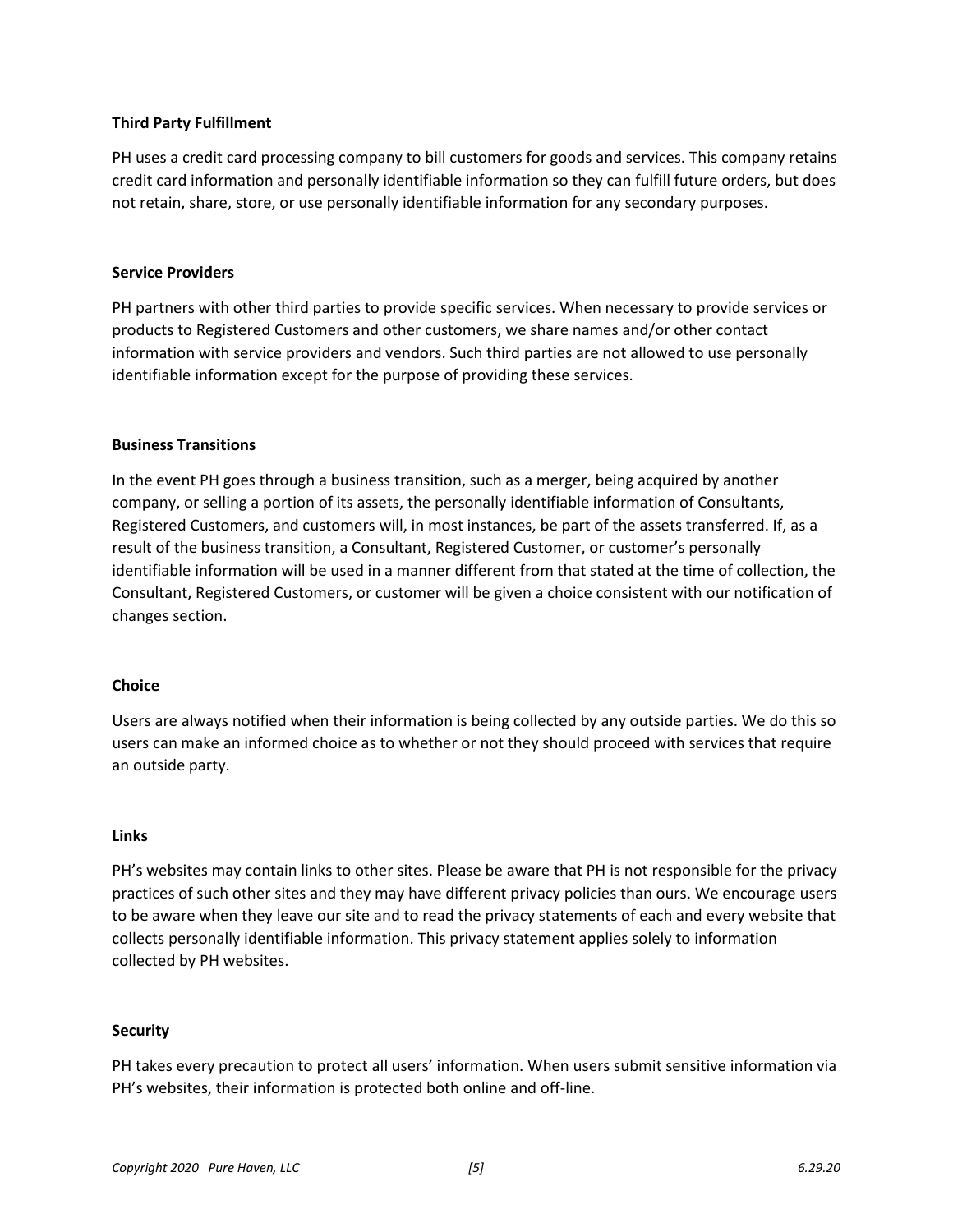**Third Party Fulfillment**

PH uses a credit card processing company to bill customers for goods and services. This company retains credit card information and personally identifiable information so they can fulfill future orders, but does not retain, share, store, or use personally identifiable information for any secondary purposes.

**Service Providers**

PH partners with other third parties to provide specific services. When necessary to provide services or products to Registered Customers and other customers, we share names and/or other contact information with service providers and vendors. Such third parties are not allowed to use personally identifiable information except for the purpose of providing these services.

**Business Transitions**

In the event PH goes through a business transition, such as a merger, being acquired by another company, or selling a portion of its assets, the personally identifiable information of Consultants, Registered Customers, and customers will, in most instances, be part of the assets transferred. If, as a result of the business transition, a Consultant, Registered Customer, or customer's personally identifiable information will be used in a manner different from that stated at the time of collection, the Consultant, Registered Customers, or customer will be given a choice consistent with our notification of changes section.

**Choice**

Users are always notified when their information is being collected by any outside parties. We do this so users can make an informed choice as to whether or not they should proceed with services that require an outside party.

**Links**

PH's websites may contain links to other sites. Please be aware that PH is not responsible for the privacy practices of such other sites and they may have different privacy policies than ours. We encourage users to be aware when they leave our site and to read the privacy statements of each and every website that collects personally identifiable information. This privacy statement applies solely to information collected by PH websites.

**Security**

PH takes every precaution to protect all users' information. When users submit sensitive information via PH's websites, their information is protected both online and off-line.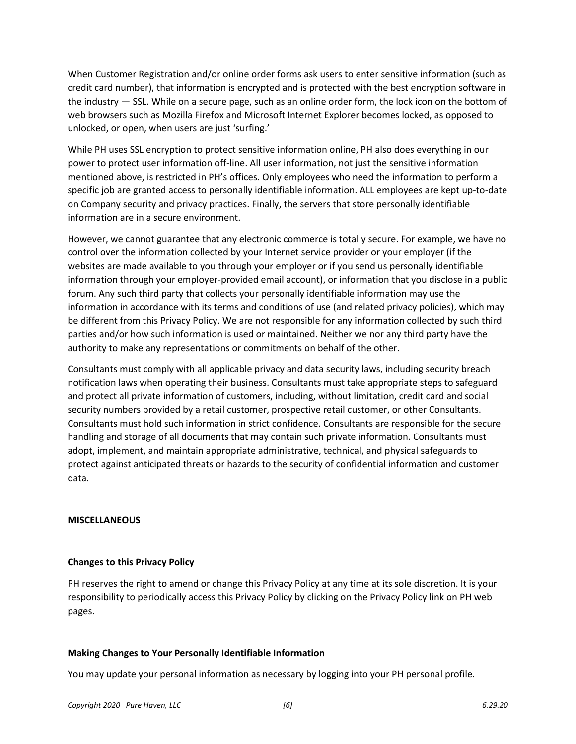When Customer Registration and/or online order forms ask users to enter sensitive information (such as credit card number), that information is encrypted and is protected with the best encryption software in the industry — SSL. While on a secure page, such as an online order form, the lock icon on the bottom of web browsers such as Mozilla Firefox and Microsoft Internet Explorer becomes locked, as opposed to unlocked, or open, when users are just 'surfing.'

While PH uses SSL encryption to protect sensitive information online, PH also does everything in our power to protect user information off-line. All user information, not just the sensitive information mentioned above, is restricted in PH's offices. Only employees who need the information to perform a specific job are granted access to personally identifiable information. ALL employees are kept up-to-date on Company security and privacy practices. Finally, the servers that store personally identifiable information are in a secure environment.

However, we cannot guarantee that any electronic commerce is totally secure. For example, we have no control over the information collected by your Internet service provider or your employer (if the websites are made available to you through your employer or if you send us personally identifiable information through your employer-provided email account), or information that you disclose in a public forum. Any such third party that collects your personally identifiable information may use the information in accordance with its terms and conditions of use (and related privacy policies), which may be different from this Privacy Policy. We are not responsible for any information collected by such third parties and/or how such information is used or maintained. Neither we nor any third party have the authority to make any representations or commitments on behalf of the other.

Consultants must comply with all applicable privacy and data security laws, including security breach notification laws when operating their business. Consultants must take appropriate steps to safeguard and protect all private information of customers, including, without limitation, credit card and social security numbers provided by a retail customer, prospective retail customer, or other Consultants. Consultants must hold such information in strict confidence. Consultants are responsible for the secure handling and storage of all documents that may contain such private information. Consultants must adopt, implement, and maintain appropriate administrative, technical, and physical safeguards to protect against anticipated threats or hazards to the security of confidential information and customer data.

## MISCELLANEOUS

### Changes to this Privacy Policy

PH reserves the right to amend or change this Privacy Policy at any time at its sole discretion. It is your responsibility to periodically access this Privacy Policy by clicking on the Privacy Policy link on PH web pages.

### Making Changes to Your Personally Identifiable Information

You may update your personal information as necessary by logging into your PH personal profile.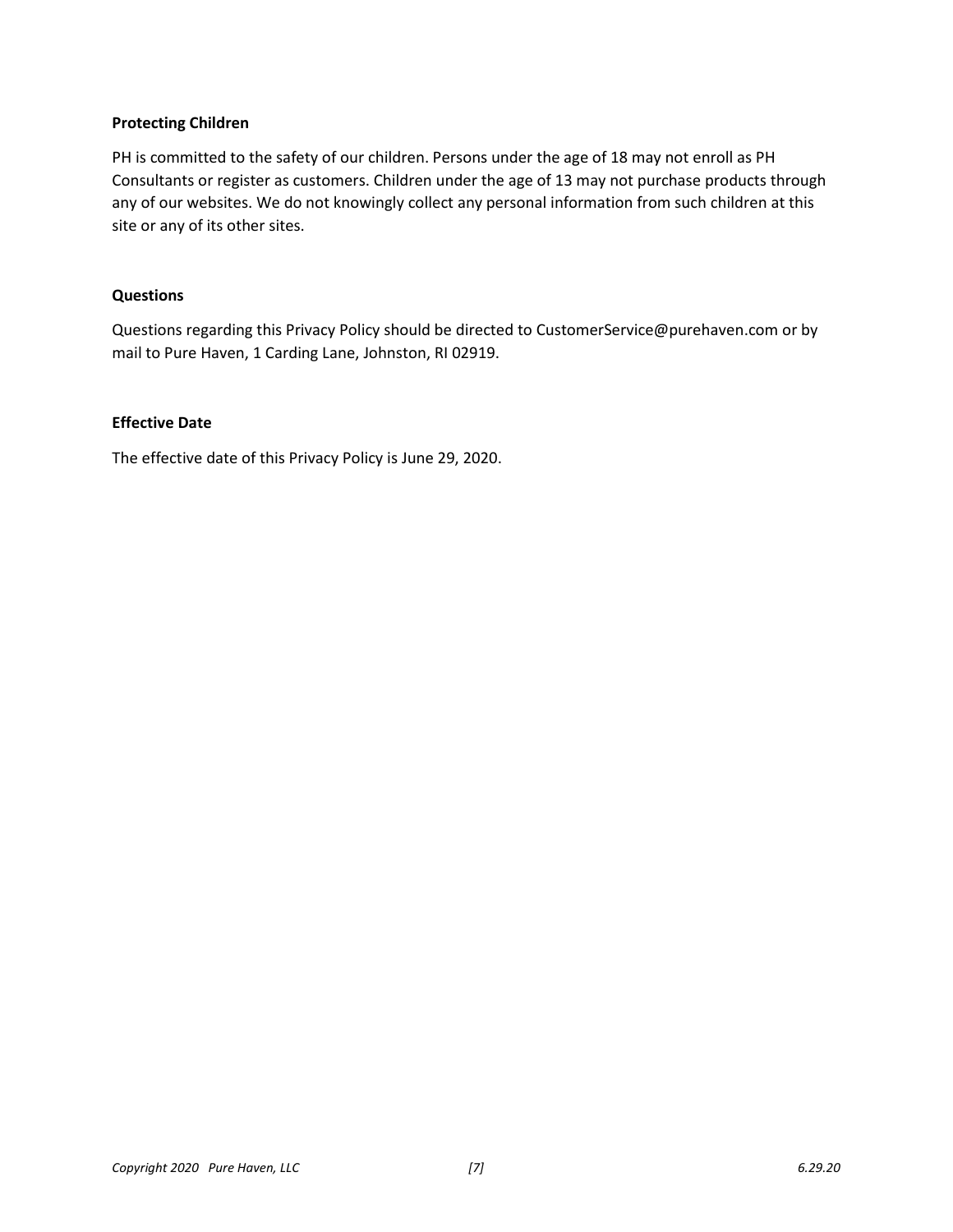**Protecting Children**

PH is committed to the safety of our children. Persons under the age of 18 may not enroll as PH Consultants or register as customers. Children under the age of 13 may not purchase products through any of our websites. We do not knowingly collect any personal information from such children at this site or any of its other sites.

**Questions**

Questions regarding this Privacy Policy should be directed to CustomerService@purehaven.com or by mail to Pure Haven, 1 Carding Lane, Johnston, RI 02919.

**Effective Date**

The effective date of this Privacy Policy is June 29, 2020.